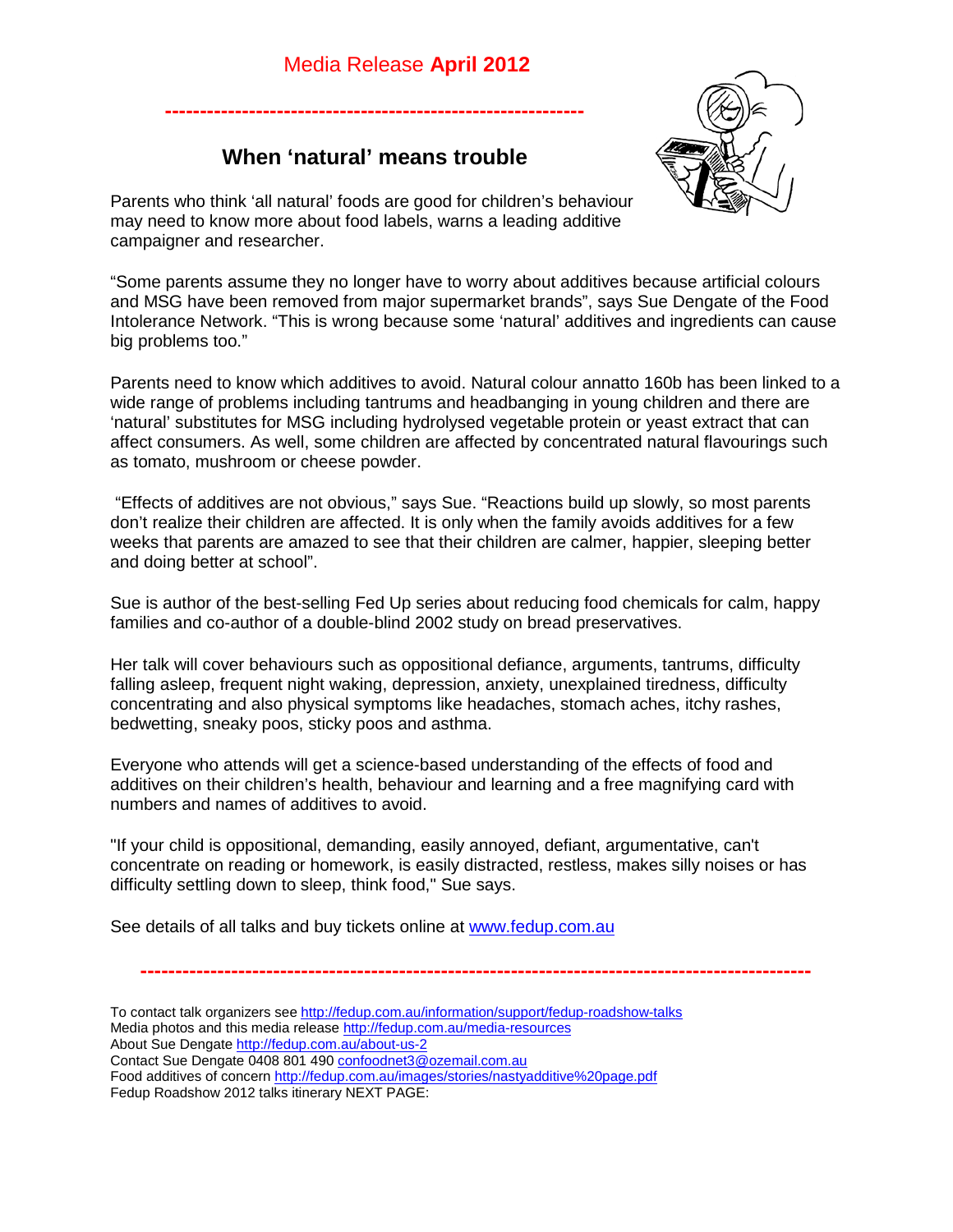Media Release **April 2012**

---

## When 'natural' means trouble

Parents who think 'all natural' foods are good for children's behaviour may need to know more about food labels, warns a leading additive campaigner and researcher.

"Some parents assume they no longer have to worry about additives because artificial colours and MSG have been removed from major supermarket brands", says Sue Dengate of the Food Intolerance Network. "This is wrong because some 'natural' additives and ingredients can cause big problems too."

Parents need to know which additives to avoid. Natural colour annatto 160b has been linked to a wide range of problems including tantrums and headbanging in young children and there are 'natural' substitutes for MSG including hydrolysed vegetable protein or yeast extract that can affect consumers. As well, some children are affected by concentrated natural flavourings such as tomato, mushroom or cheese powder.

"Effects of additives are not obvious," says Sue. "Reactions build up slowly, so most parents don't realize their children are affected. It is only when the family avoids additives for a few weeks that parents are amazed to see that their children are calmer, happier, sleeping better and doing better at school".

Sue is author of the best-selling Fed Up series about reducing food chemicals for calm, happy families and co-author of a double-blind 2002 study on bread preservatives.

Her talk will cover behaviours such as oppositional defiance, arguments, tantrums, difficulty falling asleep, frequent night waking, depression, anxiety, unexplained tiredness, difficulty concentrating and also physical symptoms like headaches, stomach aches, itchy rashes, bedwetting, sneaky poos, sticky poos and asthma.

Everyone who attends will get a science-based understanding of the effects of food and additives on their children's health, behaviour and learning and a free magnifying card with numbers and names of additives to avoid.

"If your child is oppositional, demanding, easily annoyed, defiant, argumentative, can't concentrate on reading or homework, is easily distracted, restless, makes silly noises or has difficulty settling down to sleep, think food," Sue says.

See details of all talks and buy tickets online at [www.fedup.com.au](http://www.fedup.com.au)

---

To contact talk organizers see [http://fedup.com.au/information/support/fedup-roadshow-talks](http://fedup.com.au/information/support/fedup-roadshow-talks)
Media photos and this media release [http://fedup.com.au/media-resources](http://fedup.com.au/media-resources)
About Sue Dengate [http://fedup.com.au/about-us-2](http://fedup.com.au/about-us-2)
Contact Sue Dengate 0408 801 490 [confoodnet3@ozemail.com.au](mailto:confoodnet3@ozemail.com.au)
Food additives of concern [http://fedup.com.au/images/stories/nastyadditive%20page.pdf](http://fedup.com.au/images/stories/nastyadditive%20page.pdf)
Fedup Roadshow 2012 talks itinerary NEXT PAGE: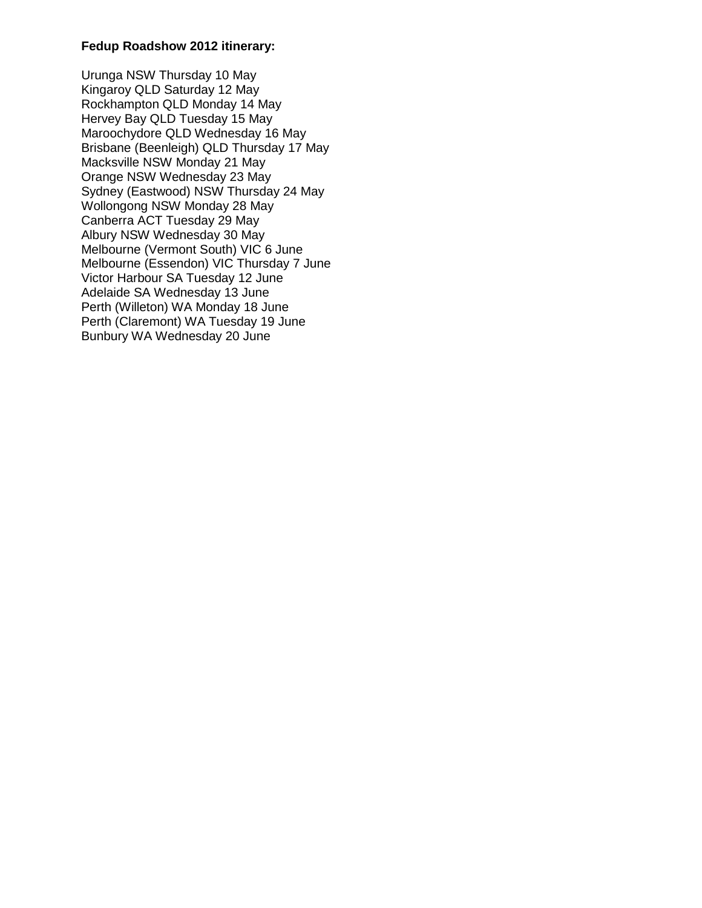**Fedup Roadshow 2012 itinerary:**

Urunga NSW Thursday 10 May
Kingaroy QLD Saturday 12 May
Rockhampton QLD Monday 14 May
Hervey Bay QLD Tuesday 15 May
Maroochydore QLD Wednesday 16 May
Brisbane (Beenleigh) QLD Thursday 17 May
Macksville NSW Monday 21 May
Orange NSW Wednesday 23 May
Sydney (Eastwood) NSW Thursday 24 May
Wollongong NSW Monday 28 May
Canberra ACT Tuesday 29 May
Albury NSW Wednesday 30 May
Melbourne (Vermont South) VIC 6 June
Melbourne (Essendon) VIC Thursday 7 June
Victor Harbour SA Tuesday 12 June
Adelaide SA Wednesday 13 June
Perth (Willeton) WA Monday 18 June
Perth (Claremont) WA Tuesday 19 June
Bunbury WA Wednesday 20 June